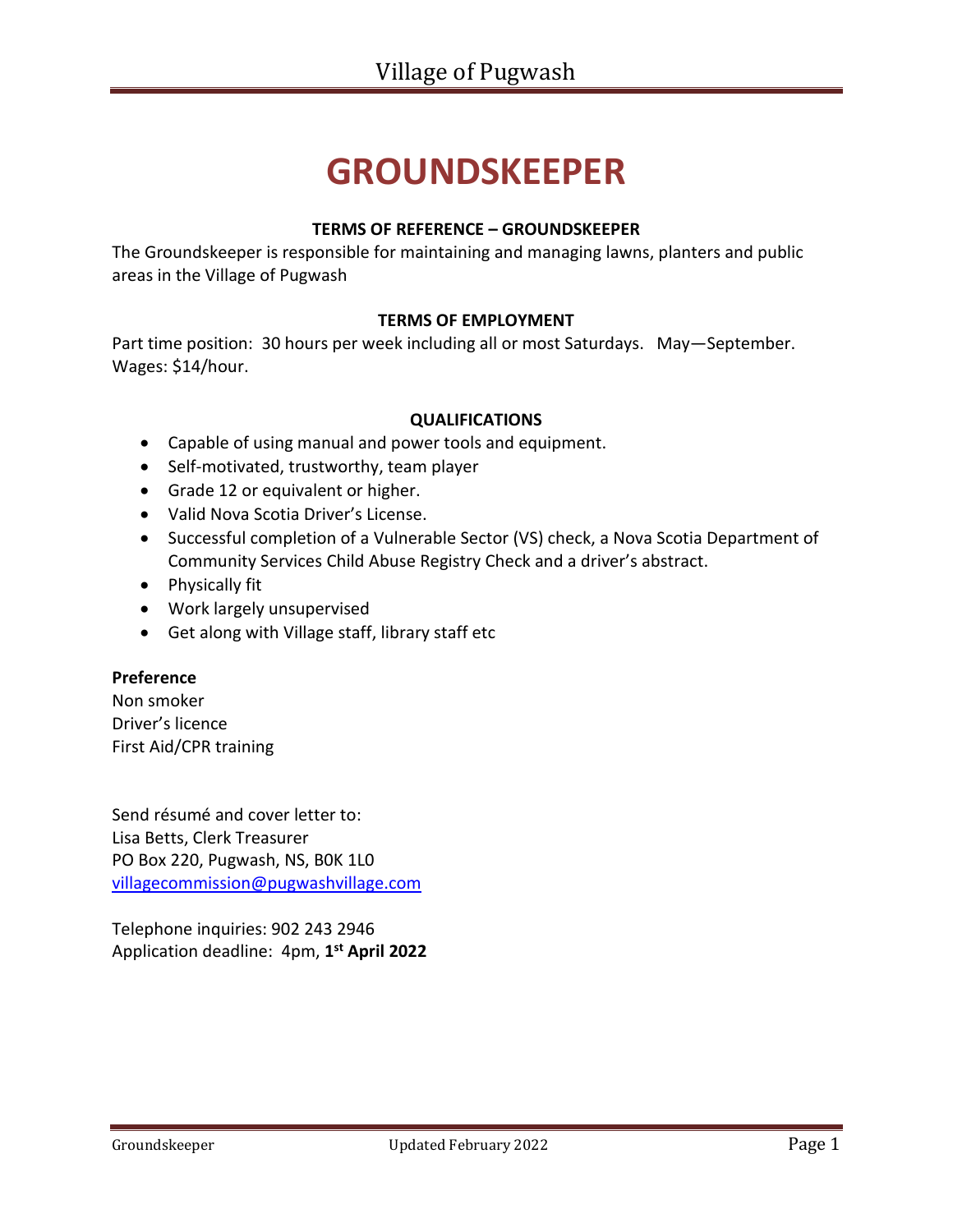# GROUNDSKEEPER

**TERMS OF REFERENCE – GROUNDSKEEPER**

The Groundskeeper is responsible for maintaining and managing lawns, planters and public areas in the Village of Pugwash

**TERMS OF EMPLOYMENT**

Part time position: 30 hours per week including all or most Saturdays. May—September.
Wages: $14/hour.

**QUALIFICATIONS**

- Capable of using manual and power tools and equipment.
- Self-motivated, trustworthy, team player
- Grade 12 or equivalent or higher.
- Valid Nova Scotia Driver's License.
- Successful completion of a Vulnerable Sector (VS) check, a Nova Scotia Department of Community Services Child Abuse Registry Check and a driver's abstract.
- Physically fit
- Work largely unsupervised
- Get along with Village staff, library staff etc

**Preference**

Non smoker
Driver's licence
First Aid/CPR training

Send résumé and cover letter to:
Lisa Betts, Clerk Treasurer
PO Box 220, Pugwash, NS, B0K 1L0
villagecommission@pugwashvillage.com

Telephone inquiries: 902 243 2946
Application deadline: 4pm, **1st April 2022**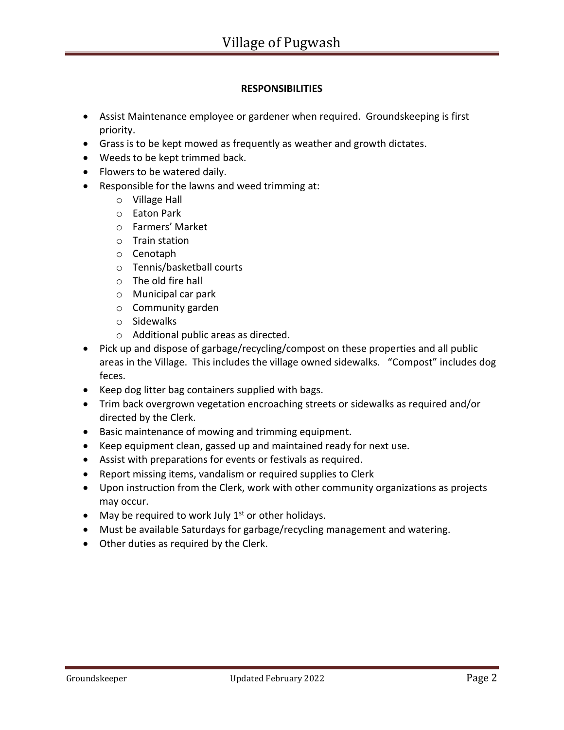**RESPONSIBILITIES**

- Assist Maintenance employee or gardener when required. Groundskeeping is first priority.
- Grass is to be kept mowed as frequently as weather and growth dictates.
- Weeds to be kept trimmed back.
- Flowers to be watered daily.
- Responsible for the lawns and weed trimming at:
  - Village Hall
  - Eaton Park
  - Farmers' Market
  - Train station
  - Cenotaph
  - Tennis/basketball courts
  - The old fire hall
  - Municipal car park
  - Community garden
  - Sidewalks
  - Additional public areas as directed.
- Pick up and dispose of garbage/recycling/compost on these properties and all public areas in the Village. This includes the village owned sidewalks. "Compost" includes dog feces.
- Keep dog litter bag containers supplied with bags.
- Trim back overgrown vegetation encroaching streets or sidewalks as required and/or directed by the Clerk.
- Basic maintenance of mowing and trimming equipment.
- Keep equipment clean, gassed up and maintained ready for next use.
- Assist with preparations for events or festivals as required.
- Report missing items, vandalism or required supplies to Clerk
- Upon instruction from the Clerk, work with other community organizations as projects may occur.
- May be required to work July 1st or other holidays.
- Must be available Saturdays for garbage/recycling management and watering.
- Other duties as required by the Clerk.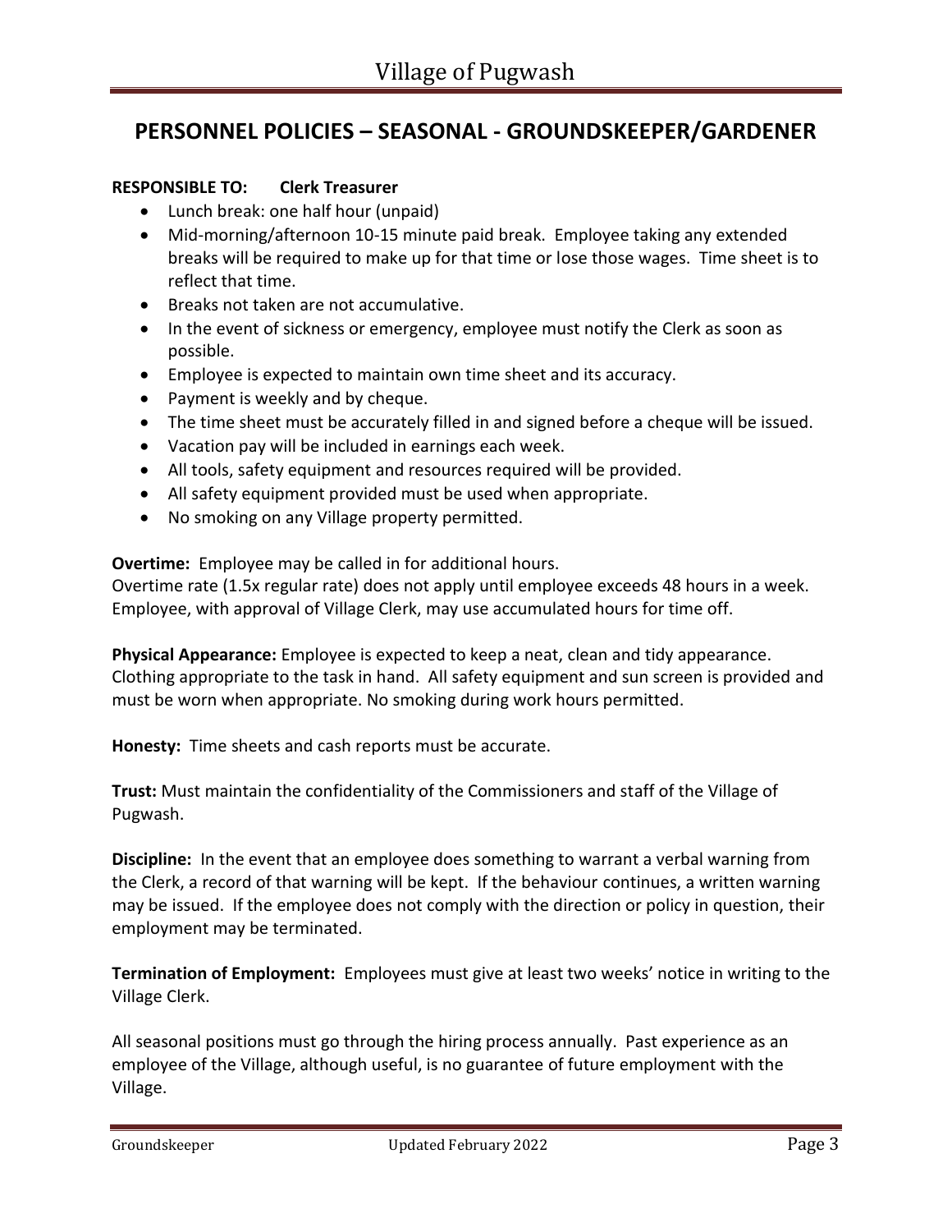## PERSONNEL POLICIES – SEASONAL - GROUNDSKEEPER/GARDENER

**RESPONSIBLE TO: Clerk Treasurer**

- Lunch break: one half hour (unpaid)
- Mid-morning/afternoon 10-15 minute paid break. Employee taking any extended breaks will be required to make up for that time or lose those wages. Time sheet is to reflect that time.
- Breaks not taken are not accumulative.
- In the event of sickness or emergency, employee must notify the Clerk as soon as possible.
- Employee is expected to maintain own time sheet and its accuracy.
- Payment is weekly and by cheque.
- The time sheet must be accurately filled in and signed before a cheque will be issued.
- Vacation pay will be included in earnings each week.
- All tools, safety equipment and resources required will be provided.
- All safety equipment provided must be used when appropriate.
- No smoking on any Village property permitted.

**Overtime:** Employee may be called in for additional hours.
Overtime rate (1.5x regular rate) does not apply until employee exceeds 48 hours in a week.
Employee, with approval of Village Clerk, may use accumulated hours for time off.

**Physical Appearance:** Employee is expected to keep a neat, clean and tidy appearance. Clothing appropriate to the task in hand. All safety equipment and sun screen is provided and must be worn when appropriate. No smoking during work hours permitted.

**Honesty:** Time sheets and cash reports must be accurate.

**Trust:** Must maintain the confidentiality of the Commissioners and staff of the Village of Pugwash.

**Discipline:** In the event that an employee does something to warrant a verbal warning from the Clerk, a record of that warning will be kept. If the behaviour continues, a written warning may be issued. If the employee does not comply with the direction or policy in question, their employment may be terminated.

**Termination of Employment:** Employees must give at least two weeks' notice in writing to the Village Clerk.

All seasonal positions must go through the hiring process annually. Past experience as an employee of the Village, although useful, is no guarantee of future employment with the Village.